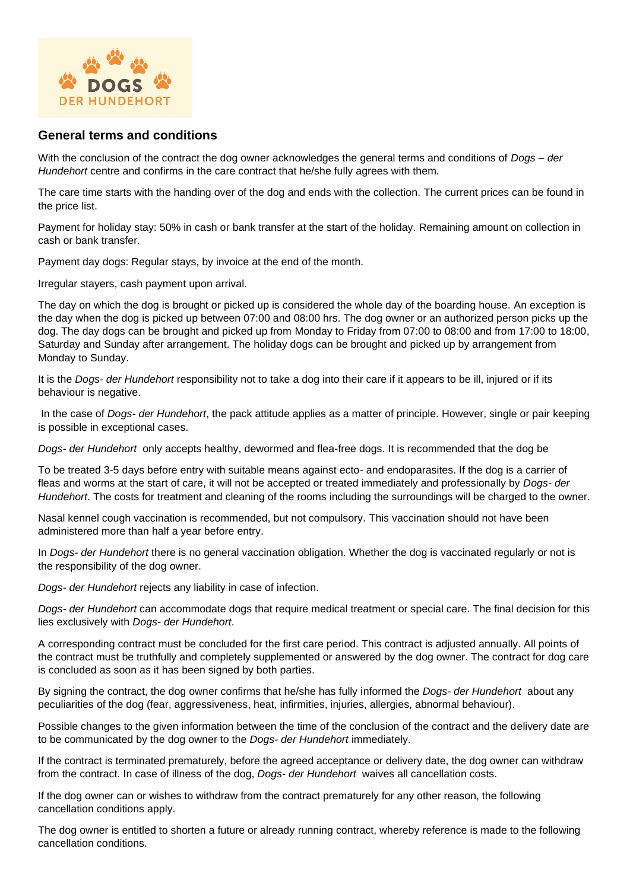DOGS
DER HUNDEHORT

## General terms and conditions

With the conclusion of the contract the dog owner acknowledges the general terms and conditions of *Dogs – der Hundehort* centre and confirms in the care contract that he/she fully agrees with them.

The care time starts with the handing over of the dog and ends with the collection. The current prices can be found in the price list.

Payment for holiday stay: 50% in cash or bank transfer at the start of the holiday. Remaining amount on collection in cash or bank transfer.

Payment day dogs: Regular stays, by invoice at the end of the month.

Irregular stayers, cash payment upon arrival.

The day on which the dog is brought or picked up is considered the whole day of the boarding house. An exception is the day when the dog is picked up between 07:00 and 08:00 hrs. The dog owner or an authorized person picks up the dog. The day dogs can be brought and picked up from Monday to Friday from 07:00 to 08:00 and from 17:00 to 18:00, Saturday and Sunday after arrangement. The holiday dogs can be brought and picked up by arrangement from Monday to Sunday.

It is the *Dogs- der Hundehort* responsibility not to take a dog into their care if it appears to be ill, injured or if its behaviour is negative.

In the case of *Dogs- der Hundehort*, the pack attitude applies as a matter of principle. However, single or pair keeping is possible in exceptional cases.

*Dogs- der Hundehort* only accepts healthy, dewormed and flea-free dogs. It is recommended that the dog be

To be treated 3-5 days before entry with suitable means against ecto- and endoparasites. If the dog is a carrier of fleas and worms at the start of care, it will not be accepted or treated immediately and professionally by *Dogs- der Hundehort*. The costs for treatment and cleaning of the rooms including the surroundings will be charged to the owner.

Nasal kennel cough vaccination is recommended, but not compulsory. This vaccination should not have been administered more than half a year before entry.

In *Dogs- der Hundehort* there is no general vaccination obligation. Whether the dog is vaccinated regularly or not is the responsibility of the dog owner.

*Dogs- der Hundehort* rejects any liability in case of infection.

*Dogs- der Hundehort* can accommodate dogs that require medical treatment or special care. The final decision for this lies exclusively with *Dogs- der Hundehort*.

A corresponding contract must be concluded for the first care period. This contract is adjusted annually. All points of the contract must be truthfully and completely supplemented or answered by the dog owner. The contract for dog care is concluded as soon as it has been signed by both parties.

By signing the contract, the dog owner confirms that he/she has fully informed the *Dogs- der Hundehort* about any peculiarities of the dog (fear, aggressiveness, heat, infirmities, injuries, allergies, abnormal behaviour).

Possible changes to the given information between the time of the conclusion of the contract and the delivery date are to be communicated by the dog owner to the *Dogs- der Hundehort* immediately.

If the contract is terminated prematurely, before the agreed acceptance or delivery date, the dog owner can withdraw from the contract. In case of illness of the dog, *Dogs- der Hundehort* waives all cancellation costs.

If the dog owner can or wishes to withdraw from the contract prematurely for any other reason, the following cancellation conditions apply.

The dog owner is entitled to shorten a future or already running contract, whereby reference is made to the following cancellation conditions.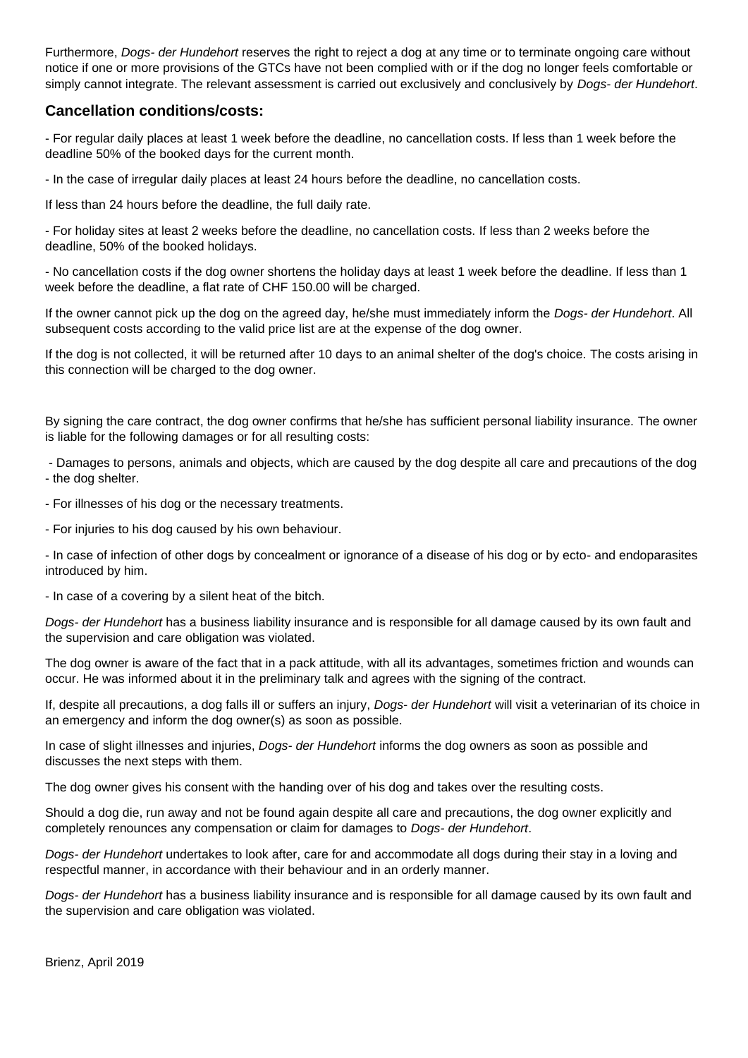Furthermore, *Dogs- der Hundehort* reserves the right to reject a dog at any time or to terminate ongoing care without notice if one or more provisions of the GTCs have not been complied with or if the dog no longer feels comfortable or simply cannot integrate. The relevant assessment is carried out exclusively and conclusively by *Dogs- der Hundehort*.

## Cancellation conditions/costs:

- For regular daily places at least 1 week before the deadline, no cancellation costs. If less than 1 week before the deadline 50% of the booked days for the current month.

- In the case of irregular daily places at least 24 hours before the deadline, no cancellation costs.

If less than 24 hours before the deadline, the full daily rate.

- For holiday sites at least 2 weeks before the deadline, no cancellation costs. If less than 2 weeks before the deadline, 50% of the booked holidays.

- No cancellation costs if the dog owner shortens the holiday days at least 1 week before the deadline. If less than 1 week before the deadline, a flat rate of CHF 150.00 will be charged.

If the owner cannot pick up the dog on the agreed day, he/she must immediately inform the *Dogs- der Hundehort*. All subsequent costs according to the valid price list are at the expense of the dog owner.

If the dog is not collected, it will be returned after 10 days to an animal shelter of the dog's choice. The costs arising in this connection will be charged to the dog owner.

By signing the care contract, the dog owner confirms that he/she has sufficient personal liability insurance. The owner is liable for the following damages or for all resulting costs:

- Damages to persons, animals and objects, which are caused by the dog despite all care and precautions of the dog - the dog shelter.

- For illnesses of his dog or the necessary treatments.

- For injuries to his dog caused by his own behaviour.

- In case of infection of other dogs by concealment or ignorance of a disease of his dog or by ecto- and endoparasites introduced by him.

- In case of a covering by a silent heat of the bitch.

*Dogs- der Hundehort* has a business liability insurance and is responsible for all damage caused by its own fault and the supervision and care obligation was violated.

The dog owner is aware of the fact that in a pack attitude, with all its advantages, sometimes friction and wounds can occur. He was informed about it in the preliminary talk and agrees with the signing of the contract.

If, despite all precautions, a dog falls ill or suffers an injury, *Dogs- der Hundehort* will visit a veterinarian of its choice in an emergency and inform the dog owner(s) as soon as possible.

In case of slight illnesses and injuries, *Dogs- der Hundehort* informs the dog owners as soon as possible and discusses the next steps with them.

The dog owner gives his consent with the handing over of his dog and takes over the resulting costs.

Should a dog die, run away and not be found again despite all care and precautions, the dog owner explicitly and completely renounces any compensation or claim for damages to *Dogs- der Hundehort*.

*Dogs- der Hundehort* undertakes to look after, care for and accommodate all dogs during their stay in a loving and respectful manner, in accordance with their behaviour and in an orderly manner.

*Dogs- der Hundehort* has a business liability insurance and is responsible for all damage caused by its own fault and the supervision and care obligation was violated.

Brienz, April 2019